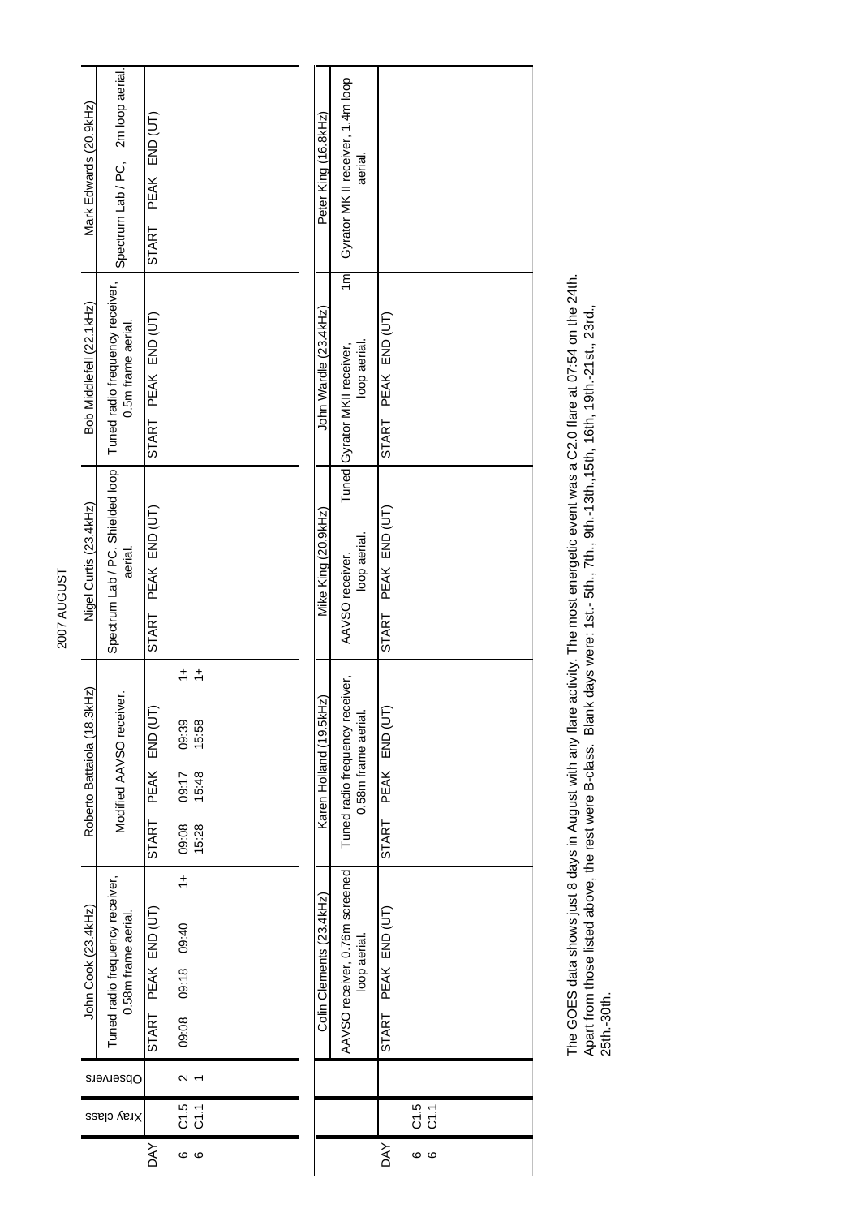# 2007 AUGUST

| DAY | Xray class | Observers | John Cook (23.4kHz) Tuned radio frequency receiver, 0.58m frame aerial. | | | | Roberto Battaiola (18.3kHz) Modified AAVSO receiver. | | | | Nigel Curtis (23.4kHz) Spectrum Lab / PC. Shielded loop aerial. | | | Bob Middlefell (22.1kHz) Tuned radio frequency receiver, 0.5m frame aerial. | | | Mark Edwards (20.9kHz) Spectrum Lab / PC, 2m loop aerial. | | |
|---|---|---|---|---|---|---|---|---|---|---|---|---|---|---|---|---|---|---|---|
| | | | START | PEAK | END (UT) | | START | PEAK | END (UT) | | START | PEAK | END (UT) | START | PEAK | END (UT) | START | PEAK | END (UT) |
| 6 | C1.5 | 2 | 09:08 | 09:18 | 09:40 | 1+ | 09:08 | 09:17 | 09:39 | 1+ | | | | | | | | | |
| 6 | C1.1 | 1 | | | | | 15:28 | 15:48 | 15:58 | 1+ | | | | | | | | | |

| DAY | Xray class | Colin Clements (23.4kHz) AAVSO receiver, 0.76m screened loop aerial. | | | Karen Holland (19.5kHz) Tuned radio frequency receiver, 0.58m frame aerial. | | | Mike King (20.9kHz) AAVSO receiver. Tuned loop aerial. | | | John Wardle (23.4kHz) Gyrator MKII receiver, 1m loop aerial. | | | Peter King (16.8kHz) Gyrator MK II receiver, 1.4m loop aerial. | | |
|---|---|---|---|---|---|---|---|---|---|---|---|---|---|---|---|---|
| | | START | PEAK | END (UT) | START | PEAK | END (UT) | START | PEAK | END (UT) | START | PEAK | END (UT) | | | |
| 6 | C1.5 | | | | | | | | | | | | | | | |
| 6 | C1.1 | | | | | | | | | | | | | | | |

The GOES data shows just 8 days in August with any flare activity. The most energetic event was a C2.0 flare at 07:54 on the 24th. Apart from those listed above, the rest were B-class. Blank days were: 1st.- 5th., 7th., 9th.-13th.,15th, 16th, 19th.-21st., 23rd., 25th.-30th.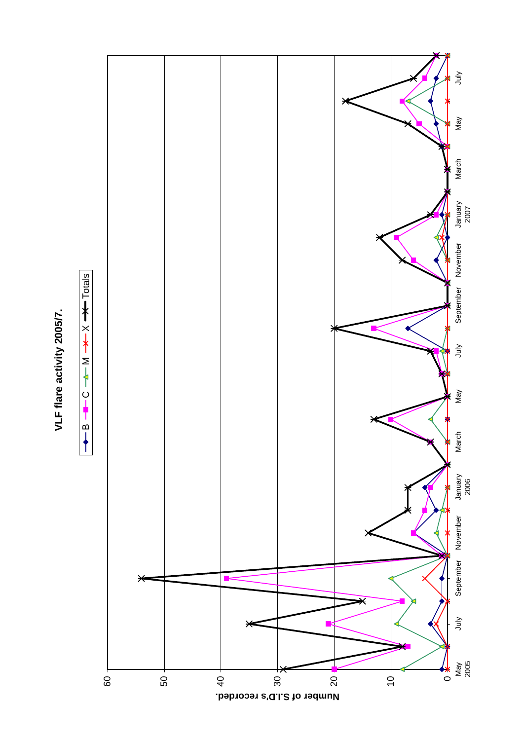**VLF flare activity 2005/7.**

B C M X Totals

Number of S.I.D's recorded.

0
10
20
30
40
50
60

May 2005
July
September
November
January 2006
March
May
July
September
November
January 2007
March
May
July